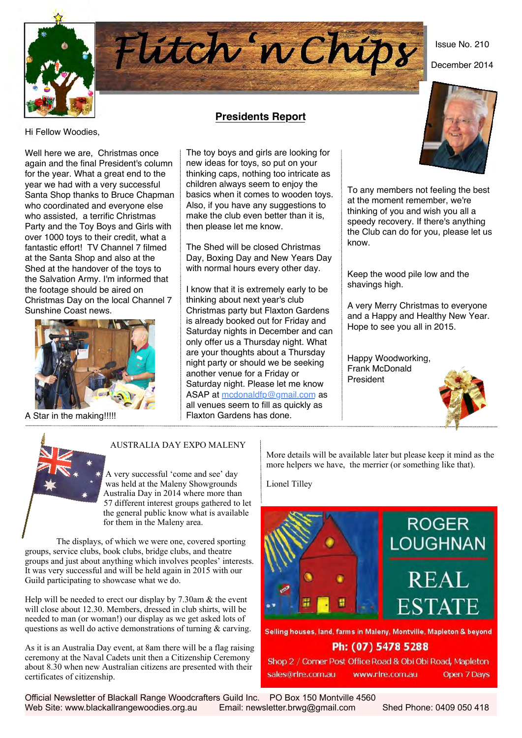# Flitch 'n Chips

Issue No. 210

December 2014

## Presidents Report

Hi Fellow Woodies,

Well here we are, Christmas once again and the final President's column for the year. What a great end to the year we had with a very successful Santa Shop thanks to Bruce Chapman who coordinated and everyone else who assisted, a terrific Christmas Party and the Toy Boys and Girls with over 1000 toys to their credit, what a fantastic effort! TV Channel 7 filmed at the Santa Shop and also at the Shed at the handover of the toys to the Salvation Army. I'm informed that the footage should be aired on Christmas Day on the local Channel 7 Sunshine Coast news.

A Star in the making!!!!!

The toy boys and girls are looking for new ideas for toys, so put on your thinking caps, nothing too intricate as children always seem to enjoy the basics when it comes to wooden toys. Also, if you have any suggestions to make the club even better than it is, then please let me know.

The Shed will be closed Christmas Day, Boxing Day and New Years Day with normal hours every other day.

I know that it is extremely early to be thinking about next year's club Christmas party but Flaxton Gardens is already booked out for Friday and Saturday nights in December and can only offer us a Thursday night. What are your thoughts about a Thursday night party or should we be seeking another venue for a Friday or Saturday night. Please let me know ASAP at mcdonaldfp@gmail.com as all venues seem to fill as quickly as Flaxton Gardens has done.

To any members not feeling the best at the moment remember, we're thinking of you and wish you all a speedy recovery. If there's anything the Club can do for you, please let us know.

Keep the wood pile low and the shavings high.

A very Merry Christmas to everyone and a Happy and Healthy New Year. Hope to see you all in 2015.

Happy Woodworking,
Frank McDonald
President

## AUSTRALIA DAY EXPO MALENY

A very successful 'come and see' day was held at the Maleny Showgrounds Australia Day in 2014 where more than 57 different interest groups gathered to let the general public know what is available for them in the Maleny area.

The displays, of which we were one, covered sporting groups, service clubs, book clubs, bridge clubs, and theatre groups and just about anything which involves peoples' interests. It was very successful and will be held again in 2015 with our Guild participating to showcase what we do.

Help will be needed to erect our display by 7.30am & the event will close about 12.30. Members, dressed in club shirts, will be needed to man (or woman!) our display as we get asked lots of questions as well do active demonstrations of turning & carving.

As it is an Australia Day event, at 8am there will be a flag raising ceremony at the Naval Cadets unit then a Citizenship Ceremony about 8.30 when new Australian citizens are presented with their certificates of citizenship.

More details will be available later but please keep it mind as the more helpers we have, the merrier (or something like that).

Lionel Tilley

ROGER LOUGHNAN REAL ESTATE

Selling houses, land, farms in Maleny, Montville, Mapleton & beyond

Ph: (07) 5478 5288

Shop 2 / Corner Post Office Road & Obi Obi Road, Mapleton

sales@rlre.com.au www.rlre.com.au Open 7 Days

Official Newsletter of Blackall Range Woodcrafters Guild Inc. PO Box 150 Montville 4560
Web Site: www.blackallrangewoodies.org.au Email: newsletter.brwg@gmail.com Shed Phone: 0409 050 418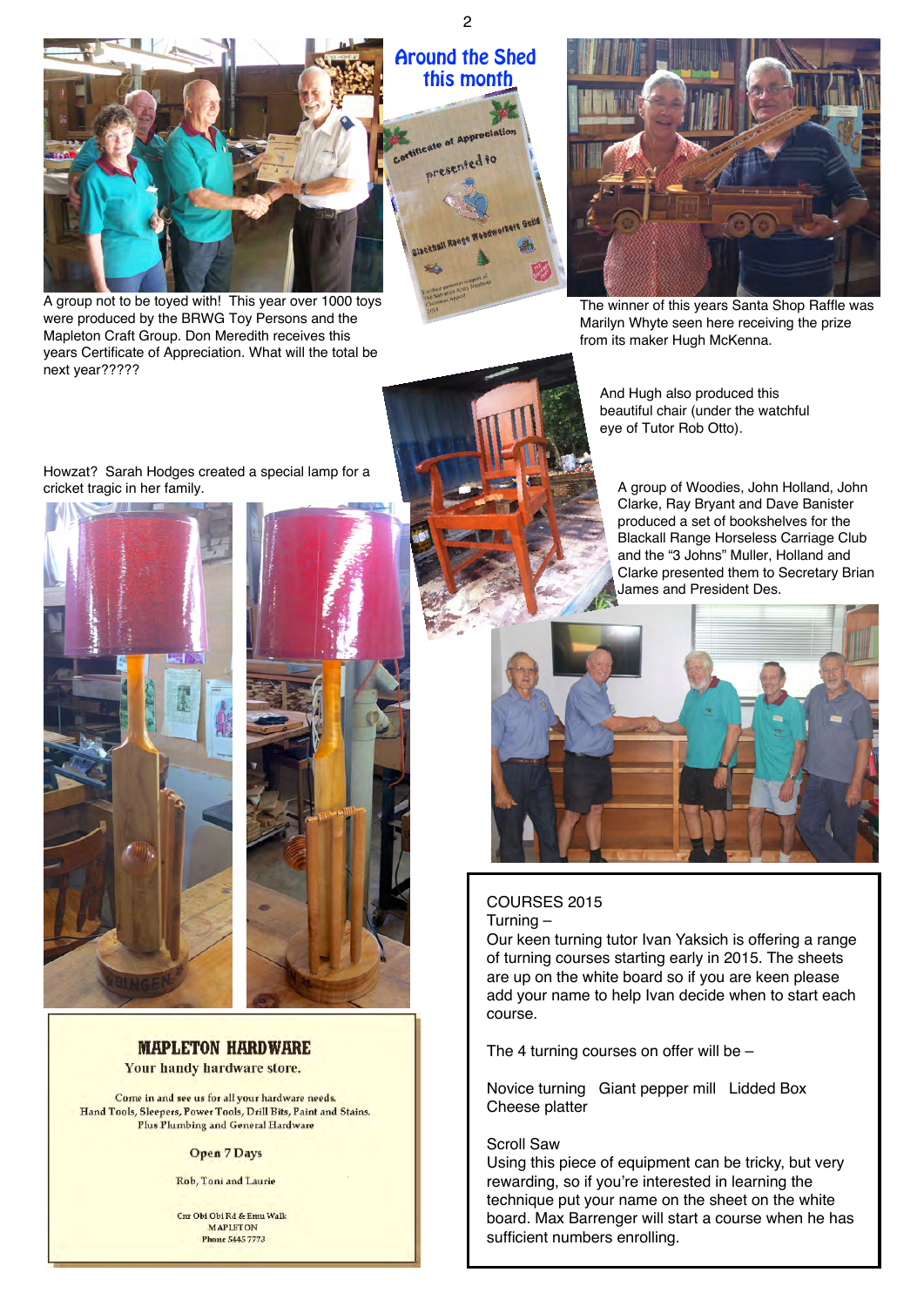## Around the Shed this month

A group not to be toyed with! This year over 1000 toys were produced by the BRWG Toy Persons and the Mapleton Craft Group. Don Meredith receives this years Certificate of Appreciation. What will the total be next year?????

The winner of this years Santa Shop Raffle was Marilyn Whyte seen here receiving the prize from its maker Hugh McKenna.

And Hugh also produced this beautiful chair (under the watchful eye of Tutor Rob Otto).

Howzat? Sarah Hodges created a special lamp for a cricket tragic in her family.

A group of Woodies, John Holland, John Clarke, Ray Bryant and Dave Banister produced a set of bookshelves for the Blackall Range Horseless Carriage Club and the "3 Johns" Muller, Holland and Clarke presented them to Secretary Brian James and President Des.

**MAPLETON HARDWARE**
Your handy hardware store.

Come in and see us for all your hardware needs.
Hand Tools, Sleepers, Power Tools, Drill Bits, Paint and Stains.
Plus Plumbing and General Hardware

Open 7 Days

Rob, Toni and Laurie

Cnr Obi Obi Rd & Emu Walk
MAPLETON
Phone 5445 7773

COURSES 2015

Turning –

Our keen turning tutor Ivan Yaksich is offering a range of turning courses starting early in 2015. The sheets are up on the white board so if you are keen please add your name to help Ivan decide when to start each course.

The 4 turning courses on offer will be –

Novice turning   Giant pepper mill   Lidded Box
Cheese platter

Scroll Saw

Using this piece of equipment can be tricky, but very rewarding, so if you're interested in learning the technique put your name on the sheet on the white board. Max Barrenger will start a course when he has sufficient numbers enrolling.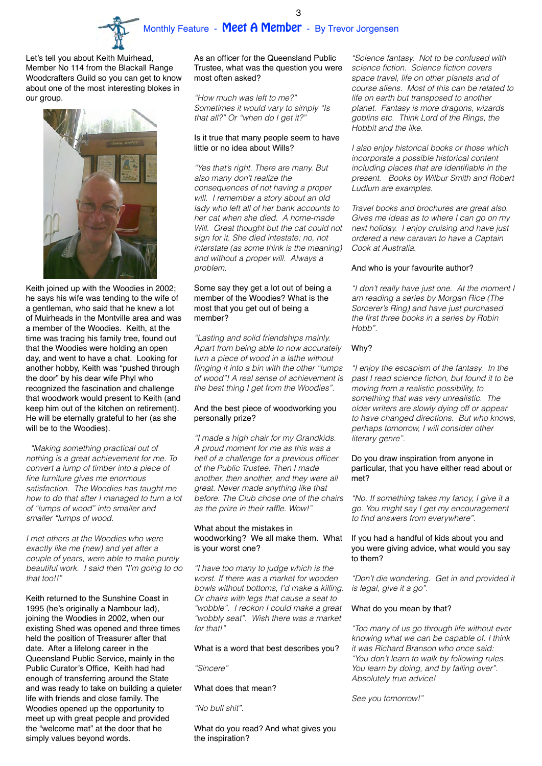# Monthly Feature - Meet A Member - By Trevor Jorgensen

Let's tell you about Keith Muirhead, Member No 114 from the Blackall Range Woodcrafters Guild so you can get to know about one of the most interesting blokes in our group.

Keith joined up with the Woodies in 2002; he says his wife was tending to the wife of a gentleman, who said that he knew a lot of Muirheads in the Montville area and was a member of the Woodies. Keith, at the time was tracing his family tree, found out that the Woodies were holding an open day, and went to have a chat. Looking for another hobby, Keith was "pushed through the door" by his dear wife Phyl who recognized the fascination and challenge that woodwork would present to Keith (and keep him out of the kitchen on retirement). He will be eternally grateful to her (as she will be to the Woodies).

*"Making something practical out of nothing is a great achievement for me. To convert a lump of timber into a piece of fine furniture gives me enormous satisfaction. The Woodies has taught me how to do that after I managed to turn a lot of "lumps of wood" into smaller and smaller "lumps of wood.*

*I met others at the Woodies who were exactly like me (new) and yet after a couple of years, were able to make purely beautiful work. I said then "I'm going to do that too!!"*

Keith returned to the Sunshine Coast in 1995 (he's originally a Nambour lad), joining the Woodies in 2002, when our existing Shed was opened and three times held the position of Treasurer after that date. After a lifelong career in the Queensland Public Service, mainly in the Public Curator's Office, Keith had had enough of transferring around the State and was ready to take on building a quieter life with friends and close family. The Woodies opened up the opportunity to meet up with great people and provided the "welcome mat" at the door that he simply values beyond words.

As an officer for the Queensland Public Trustee, what was the question you were most often asked?

*"How much was left to me?" Sometimes it would vary to simply "Is that all?" Or "when do I get it?"*

Is it true that many people seem to have little or no idea about Wills?

*"Yes that's right. There are many. But also many don't realize the consequences of not having a proper will. I remember a story about an old lady who left all of her bank accounts to her cat when she died. A home-made Will. Great thought but the cat could not sign for it. She died intestate; no, not interstate (as some think is the meaning) and without a proper will. Always a problem.*

Some say they get a lot out of being a member of the Woodies? What is the most that you get out of being a member?

*"Lasting and solid friendships mainly. Apart from being able to now accurately turn a piece of wood in a lathe without flinging it into a bin with the other "lumps of wood"! A real sense of achievement is the best thing I get from the Woodies".*

And the best piece of woodworking you personally prize?

*"I made a high chair for my Grandkids. A proud moment for me as this was a hell of a challenge for a previous officer of the Public Trustee. Then I made another, then another, and they were all great. Never made anything like that before. The Club chose one of the chairs as the prize in their raffle. Wow!"*

What about the mistakes in woodworking? We all make them. What is your worst one?

*"I have too many to judge which is the worst. If there was a market for wooden bowls without bottoms, I'd make a killing. Or chairs with legs that cause a seat to "wobble". I reckon I could make a great "wobbly seat". Wish there was a market for that!"*

What is a word that best describes you?

*"Sincere"*

What does that mean?

*"No bull shit".*

What do you read? And what gives you the inspiration?

*"Science fantasy. Not to be confused with science fiction. Science fiction covers space travel, life on other planets and of course aliens. Most of this can be related to life on earth but transposed to another planet. Fantasy is more dragons, wizards goblins etc. Think Lord of the Rings, the Hobbit and the like.*

*I also enjoy historical books or those which incorporate a possible historical content including places that are identifiable in the present. Books by Wilbur Smith and Robert Ludlum are examples.*

*Travel books and brochures are great also. Gives me ideas as to where I can go on my next holiday. I enjoy cruising and have just ordered a new caravan to have a Captain Cook at Australia.*

And who is your favourite author?

*"I don't really have just one. At the moment I am reading a series by Morgan Rice (The Sorcerer's Ring) and have just purchased the first three books in a series by Robin Hobb".*

Why?

*"I enjoy the escapism of the fantasy. In the past I read science fiction, but found it to be moving from a realistic possibility, to something that was very unrealistic. The older writers are slowly dying off or appear to have changed directions. But who knows, perhaps tomorrow, I will consider other literary genre".*

Do you draw inspiration from anyone in particular, that you have either read about or met?

*"No. If something takes my fancy, I give it a go. You might say I get my encouragement to find answers from everywhere".*

If you had a handful of kids about you and you were giving advice, what would you say to them?

*"Don't die wondering. Get in and provided it is legal, give it a go".*

What do you mean by that?

*"Too many of us go through life without ever knowing what we can be capable of. I think it was Richard Branson who once said: "You don't learn to walk by following rules. You learn by doing, and by falling over". Absolutely true advice!*

*See you tomorrow!"*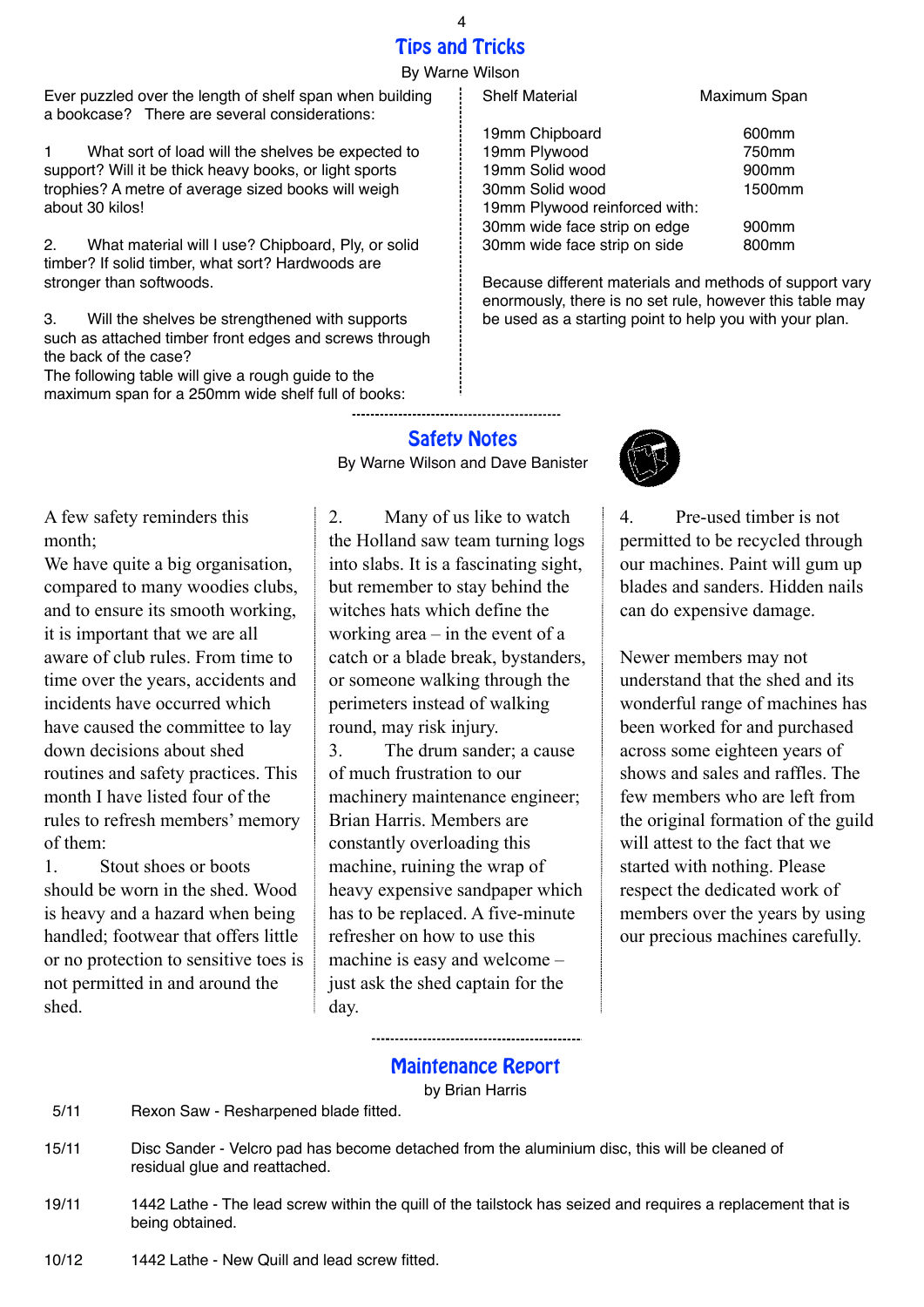## Tips and Tricks

By Warne Wilson

Ever puzzled over the length of shelf span when building a bookcase? There are several considerations:

1 What sort of load will the shelves be expected to support? Will it be thick heavy books, or light sports trophies? A metre of average sized books will weigh about 30 kilos!

2. What material will I use? Chipboard, Ply, or solid timber? If solid timber, what sort? Hardwoods are stronger than softwoods.

3. Will the shelves be strengthened with supports such as attached timber front edges and screws through the back of the case?

The following table will give a rough guide to the maximum span for a 250mm wide shelf full of books:

| Shelf Material | Maximum Span |
|---|---|
| 19mm Chipboard | 600mm |
| 19mm Plywood | 750mm |
| 19mm Solid wood | 900mm |
| 30mm Solid wood | 1500mm |
| 19mm Plywood reinforced with: | |
| 30mm wide face strip on edge | 900mm |
| 30mm wide face strip on side | 800mm |

Because different materials and methods of support vary enormously, there is no set rule, however this table may be used as a starting point to help you with your plan.

## Safety Notes

By Warne Wilson and Dave Banister

A few safety reminders this month;

We have quite a big organisation, compared to many woodies clubs, and to ensure its smooth working, it is important that we are all aware of club rules. From time to time over the years, accidents and incidents have occurred which have caused the committee to lay down decisions about shed routines and safety practices. This month I have listed four of the rules to refresh members' memory of them:

1. Stout shoes or boots should be worn in the shed. Wood is heavy and a hazard when being handled; footwear that offers little or no protection to sensitive toes is not permitted in and around the shed.

2. Many of us like to watch the Holland saw team turning logs into slabs. It is a fascinating sight, but remember to stay behind the witches hats which define the working area – in the event of a catch or a blade break, bystanders, or someone walking through the perimeters instead of walking round, may risk injury.

3. The drum sander; a cause of much frustration to our machinery maintenance engineer; Brian Harris. Members are constantly overloading this machine, ruining the wrap of heavy expensive sandpaper which has to be replaced. A five-minute refresher on how to use this machine is easy and welcome – just ask the shed captain for the day.

4. Pre-used timber is not permitted to be recycled through our machines. Paint will gum up blades and sanders. Hidden nails can do expensive damage.

Newer members may not understand that the shed and its wonderful range of machines has been worked for and purchased across some eighteen years of shows and sales and raffles. The few members who are left from the original formation of the guild will attest to the fact that we started with nothing. Please respect the dedicated work of members over the years by using our precious machines carefully.

## Maintenance Report

by Brian Harris

5/11 Rexon Saw - Resharpened blade fitted.

15/11 Disc Sander - Velcro pad has become detached from the aluminium disc, this will be cleaned of residual glue and reattached.

19/11 1442 Lathe - The lead screw within the quill of the tailstock has seized and requires a replacement that is being obtained.

10/12 1442 Lathe - New Quill and lead screw fitted.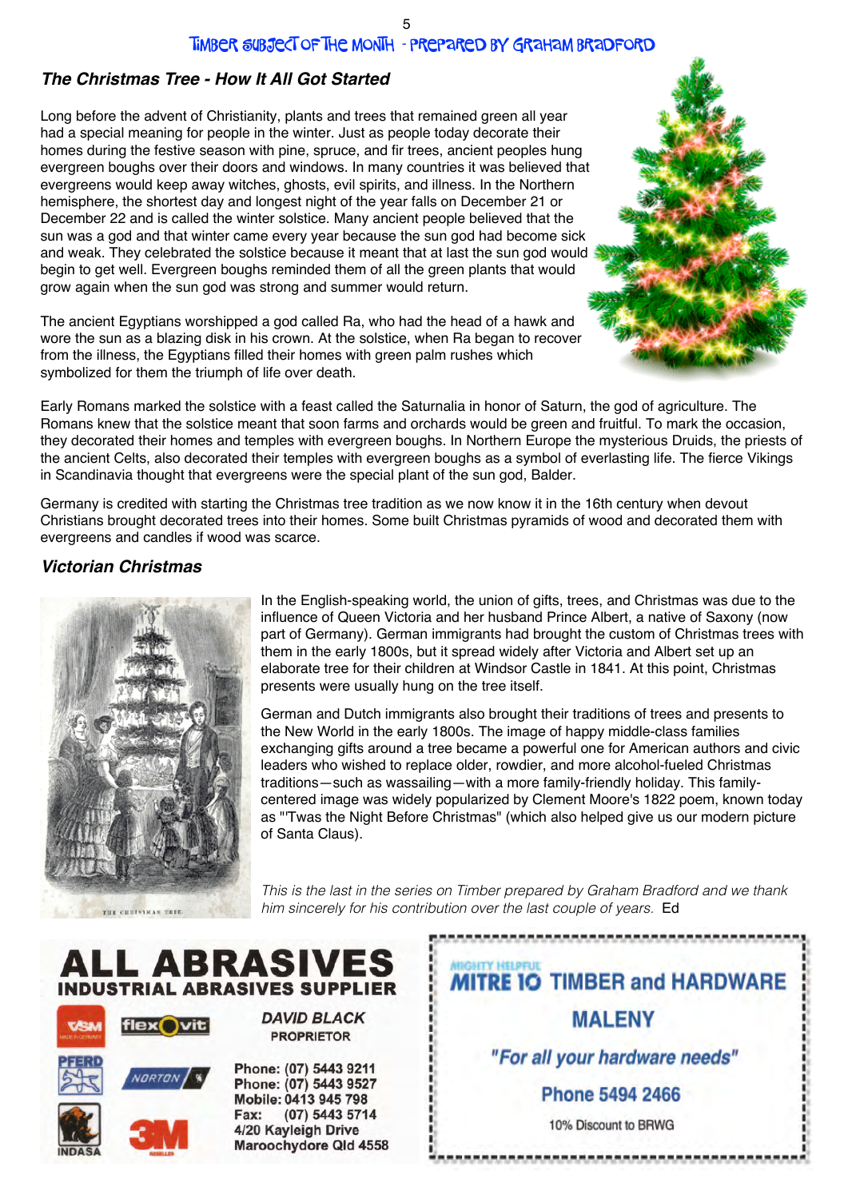Timber subject of the month - prepared by Graham Bradford

### *The Christmas Tree - How It All Got Started*

Long before the advent of Christianity, plants and trees that remained green all year had a special meaning for people in the winter. Just as people today decorate their homes during the festive season with pine, spruce, and fir trees, ancient peoples hung evergreen boughs over their doors and windows. In many countries it was believed that evergreens would keep away witches, ghosts, evil spirits, and illness. In the Northern hemisphere, the shortest day and longest night of the year falls on December 21 or December 22 and is called the winter solstice. Many ancient people believed that the sun was a god and that winter came every year because the sun god had become sick and weak. They celebrated the solstice because it meant that at last the sun god would begin to get well. Evergreen boughs reminded them of all the green plants that would grow again when the sun god was strong and summer would return.

The ancient Egyptians worshipped a god called Ra, who had the head of a hawk and wore the sun as a blazing disk in his crown. At the solstice, when Ra began to recover from the illness, the Egyptians filled their homes with green palm rushes which symbolized for them the triumph of life over death.

Early Romans marked the solstice with a feast called the Saturnalia in honor of Saturn, the god of agriculture. The Romans knew that the solstice meant that soon farms and orchards would be green and fruitful. To mark the occasion, they decorated their homes and temples with evergreen boughs. In Northern Europe the mysterious Druids, the priests of the ancient Celts, also decorated their temples with evergreen boughs as a symbol of everlasting life. The fierce Vikings in Scandinavia thought that evergreens were the special plant of the sun god, Balder.

Germany is credited with starting the Christmas tree tradition as we now know it in the 16th century when devout Christians brought decorated trees into their homes. Some built Christmas pyramids of wood and decorated them with evergreens and candles if wood was scarce.

### *Victorian Christmas*

THE CHRISTMAS TREE.

In the English-speaking world, the union of gifts, trees, and Christmas was due to the influence of Queen Victoria and her husband Prince Albert, a native of Saxony (now part of Germany). German immigrants had brought the custom of Christmas trees with them in the early 1800s, but it spread widely after Victoria and Albert set up an elaborate tree for their children at Windsor Castle in 1841. At this point, Christmas presents were usually hung on the tree itself.

German and Dutch immigrants also brought their traditions of trees and presents to the New World in the early 1800s. The image of happy middle-class families exchanging gifts around a tree became a powerful one for American authors and civic leaders who wished to replace older, rowdier, and more alcohol-fueled Christmas traditions—such as wassailing—with a more family-friendly holiday. This family-centered image was widely popularized by Clement Moore's 1822 poem, known today as "'Twas the Night Before Christmas" (which also helped give us our modern picture of Santa Claus).

*This is the last in the series on Timber prepared by Graham Bradford and we thank him sincerely for his contribution over the last couple of years.* Ed

---

**ALL ABRASIVES**
**INDUSTRIAL ABRASIVES SUPPLIER**

VSM flexovit PFERD NORTON INDASA 3M

***DAVID BLACK***
**PROPRIETOR**

**Phone: (07) 5443 9211**
**Phone: (07) 5443 9527**
**Mobile: 0413 945 798**
**Fax: (07) 5443 5714**
**4/20 Kayleigh Drive**
**Maroochydore Qld 4558**

---

MIGHTY HELPFUL
**MITRE 10 TIMBER and HARDWARE**

**MALENY**

***"For all your hardware needs"***

**Phone 5494 2466**

10% Discount to BRWG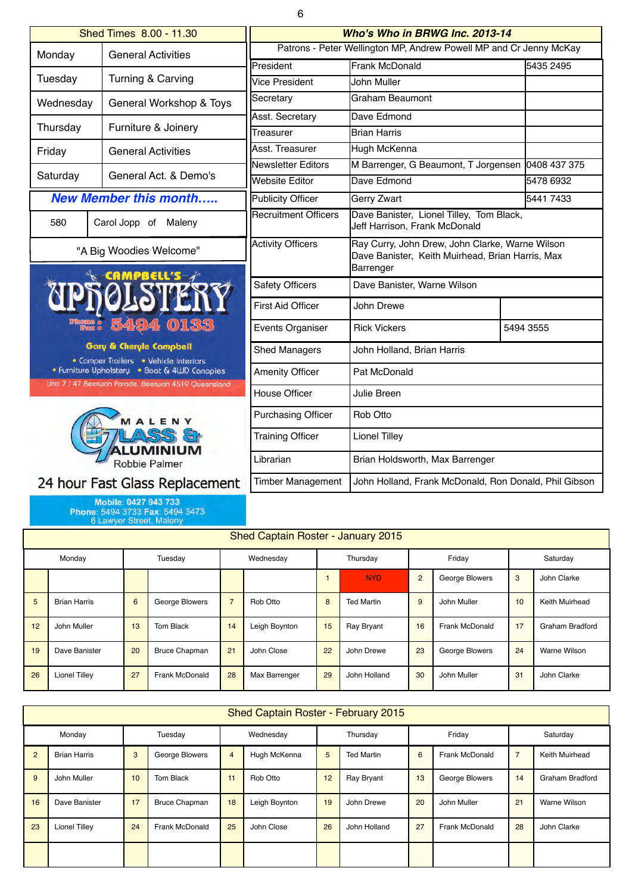| Shed Times 8.00 - 11.30 | |
|---|---|
| Monday | General Activities |
| Tuesday | Turning & Carving |
| Wednesday | General Workshop & Toys |
| Thursday | Furniture & Joinery |
| Friday | General Activities |
| Saturday | General Act. & Demo's |

***New Member this month…..***

| | |
|---|---|
| 580 | Carol Jopp of Maleny |

"A Big Woodies Welcome"

CAMPBELL'S UPHOLSTERY
Phone • Fax • 5494 0133
Gary & Cheryle Campbell
• Camper Trailers • Vehicle Interiors
• Furniture Upholstery • Boat & 4WD Canopies
Unit 7 / 47 Beerwah Parade, Beerwah 4519 Queensland

MALENY GLASS & ALUMINIUM
Robbie Palmer
24 hour Fast Glass Replacement
Mobile: 0427 943 733
Phone: 5494 3733 Fax: 5494 3473
6 Lawyer Street, Maleny

***Who's Who in BRWG Inc. 2013-14***

Patrons - Peter Wellington MP, Andrew Powell MP and Cr Jenny McKay

| | | |
|---|---|---|
| President | Frank McDonald | 5435 2495 |
| Vice President | John Muller | |
| Secretary | Graham Beaumont | |
| Asst. Secretary | Dave Edmond | |
| Treasurer | Brian Harris | |
| Asst. Treasurer | Hugh McKenna | |
| Newsletter Editors | M Barrenger, G Beaumont, T Jorgensen | 0408 437 375 |
| Website Editor | Dave Edmond | 5478 6932 |
| Publicity Officer | Gerry Zwart | 5441 7433 |
| Recruitment Officers | Dave Banister, Lionel Tilley, Tom Black, Jeff Harrison, Frank McDonald | |
| Activity Officers | Ray Curry, John Drew, John Clarke, Warne Wilson Dave Banister, Keith Muirhead, Brian Harris, Max Barrenger | |
| Safety Officers | Dave Banister, Warne Wilson | |
| First Aid Officer | John Drewe | |
| Events Organiser | Rick Vickers | 5494 3555 |
| Shed Managers | John Holland, Brian Harris | |
| Amenity Officer | Pat McDonald | |
| House Officer | Julie Breen | |
| Purchasing Officer | Rob Otto | |
| Training Officer | Lionel Tilley | |
| Librarian | Brian Holdsworth, Max Barrenger | |
| Timber Management | John Holland, Frank McDonald, Ron Donald, Phil Gibson | |

**Shed Captain Roster - January 2015**

| Monday | | Tuesday | | Wednesday | | Thursday | | Friday | | Saturday | |
|---|---|---|---|---|---|---|---|---|---|---|---|
| | | | | | | 1 | NYD | 2 | George Blowers | 3 | John Clarke |
| 5 | Brian Harris | 6 | George Blowers | 7 | Rob Otto | 8 | Ted Martin | 9 | John Muller | 10 | Keith Muirhead |
| 12 | John Muller | 13 | Tom Black | 14 | Leigh Boynton | 15 | Ray Bryant | 16 | Frank McDonald | 17 | Graham Bradford |
| 19 | Dave Banister | 20 | Bruce Chapman | 21 | John Close | 22 | John Drewe | 23 | George Blowers | 24 | Warne Wilson |
| 26 | Lionel Tilley | 27 | Frank McDonald | 28 | Max Barrenger | 29 | John Holland | 30 | John Muller | 31 | John Clarke |

**Shed Captain Roster - February 2015**

| Monday | | Tuesday | | Wednesday | | Thursday | | Friday | | Saturday | |
|---|---|---|---|---|---|---|---|---|---|---|---|
| 2 | Brian Harris | 3 | George Blowers | 4 | Hugh McKenna | 5 | Ted Martin | 6 | Frank McDonald | 7 | Keith Muirhead |
| 9 | John Muller | 10 | Tom Black | 11 | Rob Otto | 12 | Ray Bryant | 13 | George Blowers | 14 | Graham Bradford |
| 16 | Dave Banister | 17 | Bruce Chapman | 18 | Leigh Boynton | 19 | John Drewe | 20 | John Muller | 21 | Warne Wilson |
| 23 | Lionel Tilley | 24 | Frank McDonald | 25 | John Close | 26 | John Holland | 27 | Frank McDonald | 28 | John Clarke |